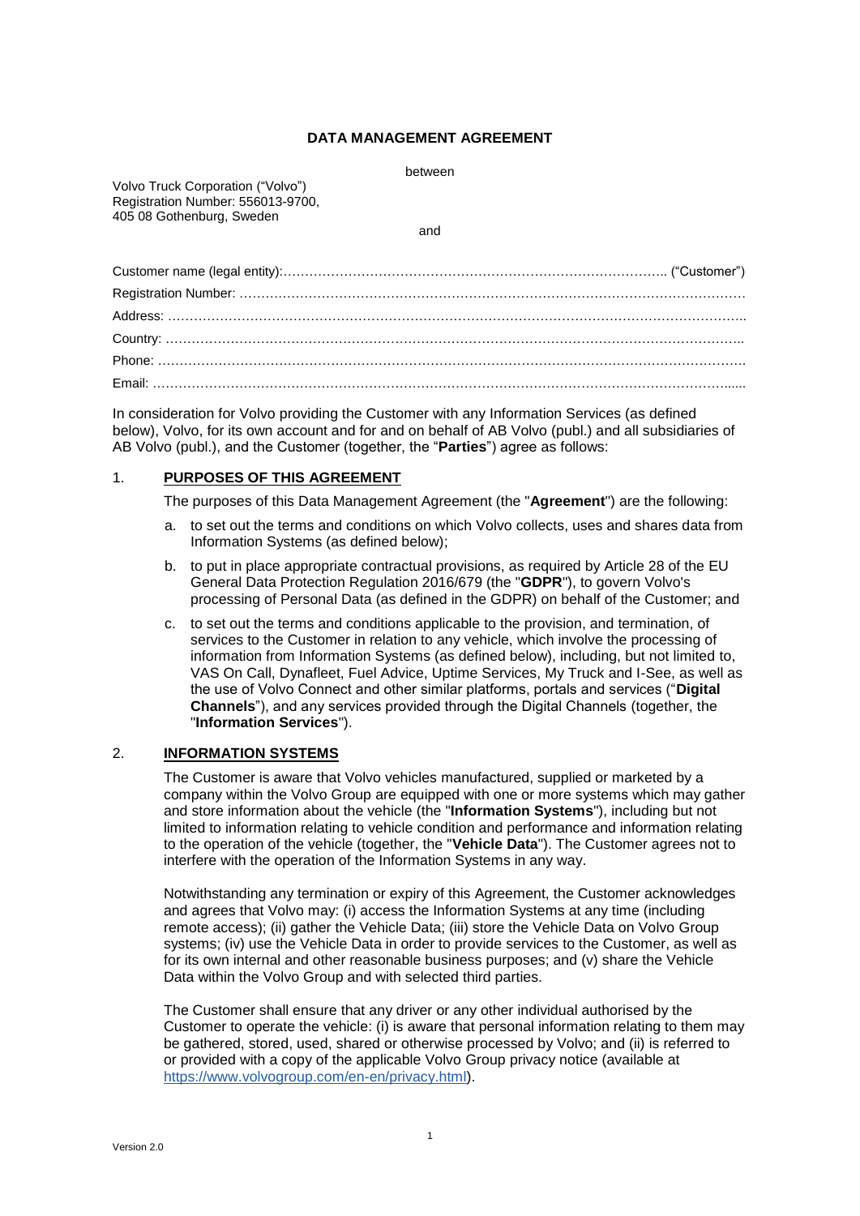# DATA MANAGEMENT AGREEMENT

between

Volvo Truck Corporation ("Volvo")
Registration Number: 556013-9700,
405 08 Gothenburg, Sweden

and

Customer name (legal entity):…………………………………………………………………………….. ("Customer")

Registration Number: …………………………………………………………………………………………………

Address: ………………………………………………………………………………………………………………..

Country: ………………………………………………………………………………………………………………..

Phone: ………………………………………………………………………………………………………………….

Email: ……………………………………………………………………………………………………………….......

In consideration for Volvo providing the Customer with any Information Services (as defined below), Volvo, for its own account and for and on behalf of AB Volvo (publ.) and all subsidiaries of AB Volvo (publ.), and the Customer (together, the "**Parties**") agree as follows:

## 1. PURPOSES OF THIS AGREEMENT

The purposes of this Data Management Agreement (the "**Agreement**") are the following:

a. to set out the terms and conditions on which Volvo collects, uses and shares data from Information Systems (as defined below);

b. to put in place appropriate contractual provisions, as required by Article 28 of the EU General Data Protection Regulation 2016/679 (the "**GDPR**"), to govern Volvo's processing of Personal Data (as defined in the GDPR) on behalf of the Customer; and

c. to set out the terms and conditions applicable to the provision, and termination, of services to the Customer in relation to any vehicle, which involve the processing of information from Information Systems (as defined below), including, but not limited to, VAS On Call, Dynafleet, Fuel Advice, Uptime Services, My Truck and I-See, as well as the use of Volvo Connect and other similar platforms, portals and services ("**Digital Channels**"), and any services provided through the Digital Channels (together, the "**Information Services**").

## 2. INFORMATION SYSTEMS

The Customer is aware that Volvo vehicles manufactured, supplied or marketed by a company within the Volvo Group are equipped with one or more systems which may gather and store information about the vehicle (the "**Information Systems**"), including but not limited to information relating to vehicle condition and performance and information relating to the operation of the vehicle (together, the "**Vehicle Data**"). The Customer agrees not to interfere with the operation of the Information Systems in any way.

Notwithstanding any termination or expiry of this Agreement, the Customer acknowledges and agrees that Volvo may: (i) access the Information Systems at any time (including remote access); (ii) gather the Vehicle Data; (iii) store the Vehicle Data on Volvo Group systems; (iv) use the Vehicle Data in order to provide services to the Customer, as well as for its own internal and other reasonable business purposes; and (v) share the Vehicle Data within the Volvo Group and with selected third parties.

The Customer shall ensure that any driver or any other individual authorised by the Customer to operate the vehicle: (i) is aware that personal information relating to them may be gathered, stored, used, shared or otherwise processed by Volvo; and (ii) is referred to or provided with a copy of the applicable Volvo Group privacy notice (available at https://www.volvogroup.com/en-en/privacy.html).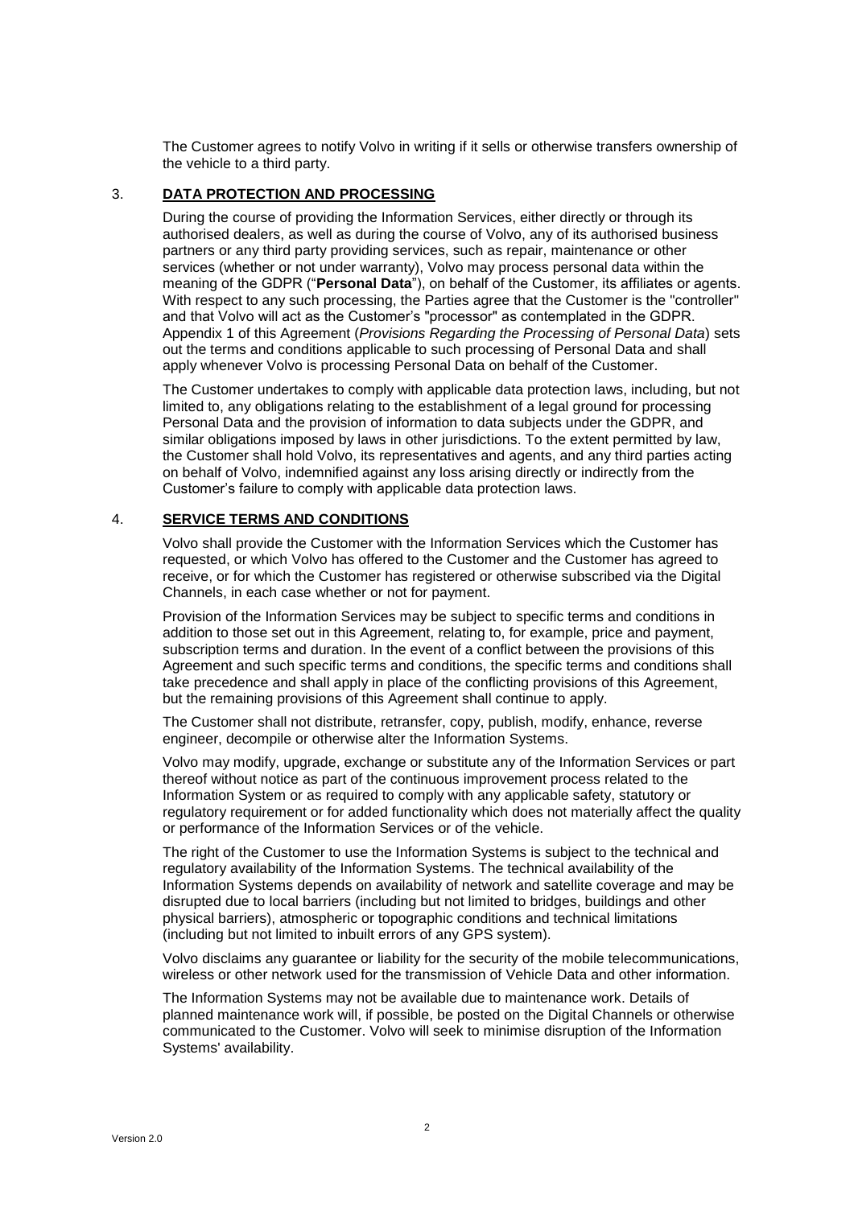The Customer agrees to notify Volvo in writing if it sells or otherwise transfers ownership of the vehicle to a third party.

## 3. **DATA PROTECTION AND PROCESSING**

During the course of providing the Information Services, either directly or through its authorised dealers, as well as during the course of Volvo, any of its authorised business partners or any third party providing services, such as repair, maintenance or other services (whether or not under warranty), Volvo may process personal data within the meaning of the GDPR ("**Personal Data**"), on behalf of the Customer, its affiliates or agents. With respect to any such processing, the Parties agree that the Customer is the "controller" and that Volvo will act as the Customer's "processor" as contemplated in the GDPR. Appendix 1 of this Agreement (*Provisions Regarding the Processing of Personal Data*) sets out the terms and conditions applicable to such processing of Personal Data and shall apply whenever Volvo is processing Personal Data on behalf of the Customer.

The Customer undertakes to comply with applicable data protection laws, including, but not limited to, any obligations relating to the establishment of a legal ground for processing Personal Data and the provision of information to data subjects under the GDPR, and similar obligations imposed by laws in other jurisdictions. To the extent permitted by law, the Customer shall hold Volvo, its representatives and agents, and any third parties acting on behalf of Volvo, indemnified against any loss arising directly or indirectly from the Customer's failure to comply with applicable data protection laws.

## 4. **SERVICE TERMS AND CONDITIONS**

Volvo shall provide the Customer with the Information Services which the Customer has requested, or which Volvo has offered to the Customer and the Customer has agreed to receive, or for which the Customer has registered or otherwise subscribed via the Digital Channels, in each case whether or not for payment.

Provision of the Information Services may be subject to specific terms and conditions in addition to those set out in this Agreement, relating to, for example, price and payment, subscription terms and duration. In the event of a conflict between the provisions of this Agreement and such specific terms and conditions, the specific terms and conditions shall take precedence and shall apply in place of the conflicting provisions of this Agreement, but the remaining provisions of this Agreement shall continue to apply.

The Customer shall not distribute, retransfer, copy, publish, modify, enhance, reverse engineer, decompile or otherwise alter the Information Systems.

Volvo may modify, upgrade, exchange or substitute any of the Information Services or part thereof without notice as part of the continuous improvement process related to the Information System or as required to comply with any applicable safety, statutory or regulatory requirement or for added functionality which does not materially affect the quality or performance of the Information Services or of the vehicle.

The right of the Customer to use the Information Systems is subject to the technical and regulatory availability of the Information Systems. The technical availability of the Information Systems depends on availability of network and satellite coverage and may be disrupted due to local barriers (including but not limited to bridges, buildings and other physical barriers), atmospheric or topographic conditions and technical limitations (including but not limited to inbuilt errors of any GPS system).

Volvo disclaims any guarantee or liability for the security of the mobile telecommunications, wireless or other network used for the transmission of Vehicle Data and other information.

The Information Systems may not be available due to maintenance work. Details of planned maintenance work will, if possible, be posted on the Digital Channels or otherwise communicated to the Customer. Volvo will seek to minimise disruption of the Information Systems' availability.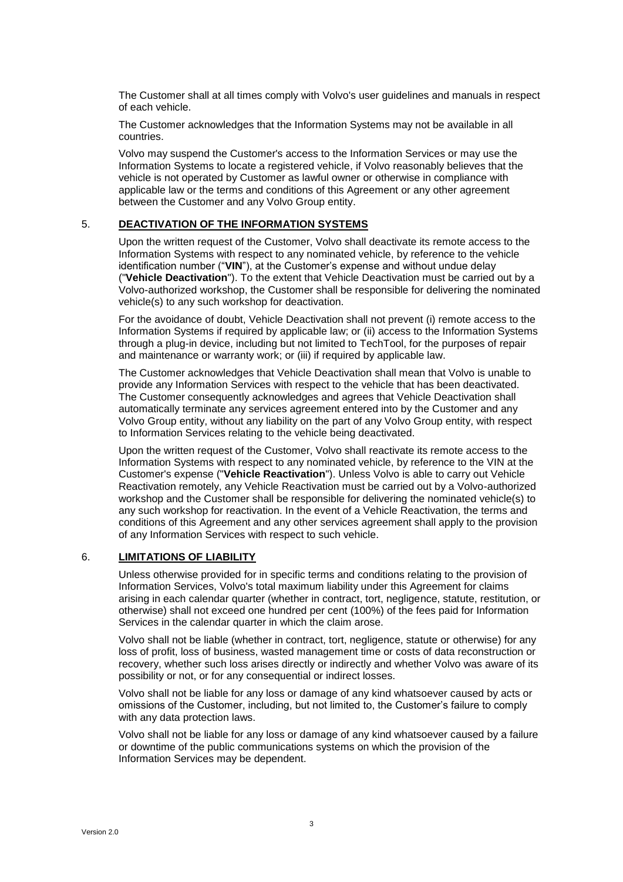The Customer shall at all times comply with Volvo's user guidelines and manuals in respect of each vehicle.

The Customer acknowledges that the Information Systems may not be available in all countries.

Volvo may suspend the Customer's access to the Information Services or may use the Information Systems to locate a registered vehicle, if Volvo reasonably believes that the vehicle is not operated by Customer as lawful owner or otherwise in compliance with applicable law or the terms and conditions of this Agreement or any other agreement between the Customer and any Volvo Group entity.

## 5. DEACTIVATION OF THE INFORMATION SYSTEMS

Upon the written request of the Customer, Volvo shall deactivate its remote access to the Information Systems with respect to any nominated vehicle, by reference to the vehicle identification number ("**VIN**"), at the Customer's expense and without undue delay ("**Vehicle Deactivation**"). To the extent that Vehicle Deactivation must be carried out by a Volvo-authorized workshop, the Customer shall be responsible for delivering the nominated vehicle(s) to any such workshop for deactivation.

For the avoidance of doubt, Vehicle Deactivation shall not prevent (i) remote access to the Information Systems if required by applicable law; or (ii) access to the Information Systems through a plug-in device, including but not limited to TechTool, for the purposes of repair and maintenance or warranty work; or (iii) if required by applicable law.

The Customer acknowledges that Vehicle Deactivation shall mean that Volvo is unable to provide any Information Services with respect to the vehicle that has been deactivated. The Customer consequently acknowledges and agrees that Vehicle Deactivation shall automatically terminate any services agreement entered into by the Customer and any Volvo Group entity, without any liability on the part of any Volvo Group entity, with respect to Information Services relating to the vehicle being deactivated.

Upon the written request of the Customer, Volvo shall reactivate its remote access to the Information Systems with respect to any nominated vehicle, by reference to the VIN at the Customer's expense ("**Vehicle Reactivation**"). Unless Volvo is able to carry out Vehicle Reactivation remotely, any Vehicle Reactivation must be carried out by a Volvo-authorized workshop and the Customer shall be responsible for delivering the nominated vehicle(s) to any such workshop for reactivation. In the event of a Vehicle Reactivation, the terms and conditions of this Agreement and any other services agreement shall apply to the provision of any Information Services with respect to such vehicle.

## 6. LIMITATIONS OF LIABILITY

Unless otherwise provided for in specific terms and conditions relating to the provision of Information Services, Volvo's total maximum liability under this Agreement for claims arising in each calendar quarter (whether in contract, tort, negligence, statute, restitution, or otherwise) shall not exceed one hundred per cent (100%) of the fees paid for Information Services in the calendar quarter in which the claim arose.

Volvo shall not be liable (whether in contract, tort, negligence, statute or otherwise) for any loss of profit, loss of business, wasted management time or costs of data reconstruction or recovery, whether such loss arises directly or indirectly and whether Volvo was aware of its possibility or not, or for any consequential or indirect losses.

Volvo shall not be liable for any loss or damage of any kind whatsoever caused by acts or omissions of the Customer, including, but not limited to, the Customer's failure to comply with any data protection laws.

Volvo shall not be liable for any loss or damage of any kind whatsoever caused by a failure or downtime of the public communications systems on which the provision of the Information Services may be dependent.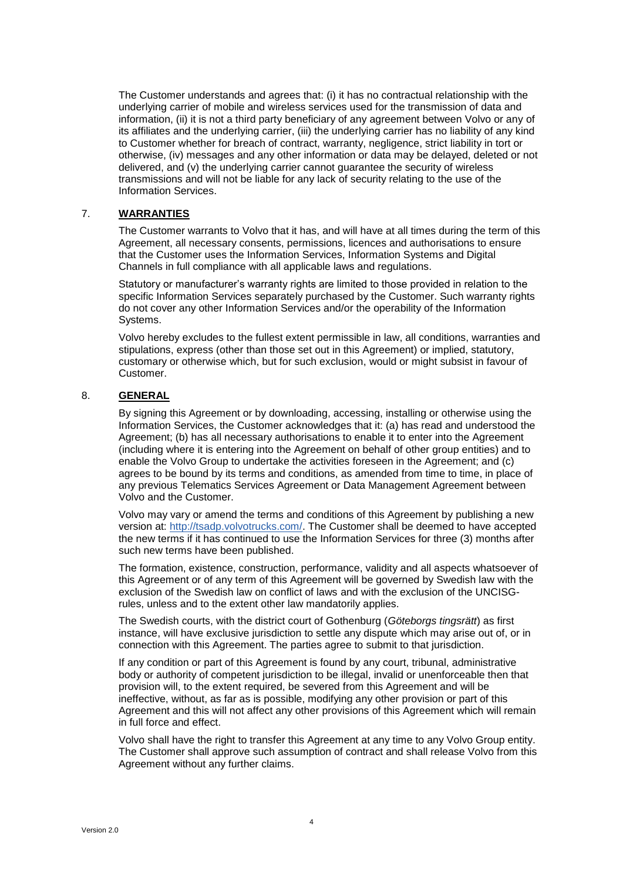The Customer understands and agrees that: (i) it has no contractual relationship with the underlying carrier of mobile and wireless services used for the transmission of data and information, (ii) it is not a third party beneficiary of any agreement between Volvo or any of its affiliates and the underlying carrier, (iii) the underlying carrier has no liability of any kind to Customer whether for breach of contract, warranty, negligence, strict liability in tort or otherwise, (iv) messages and any other information or data may be delayed, deleted or not delivered, and (v) the underlying carrier cannot guarantee the security of wireless transmissions and will not be liable for any lack of security relating to the use of the Information Services.

## 7. **WARRANTIES**

The Customer warrants to Volvo that it has, and will have at all times during the term of this Agreement, all necessary consents, permissions, licences and authorisations to ensure that the Customer uses the Information Services, Information Systems and Digital Channels in full compliance with all applicable laws and regulations.

Statutory or manufacturer's warranty rights are limited to those provided in relation to the specific Information Services separately purchased by the Customer. Such warranty rights do not cover any other Information Services and/or the operability of the Information Systems.

Volvo hereby excludes to the fullest extent permissible in law, all conditions, warranties and stipulations, express (other than those set out in this Agreement) or implied, statutory, customary or otherwise which, but for such exclusion, would or might subsist in favour of Customer.

## 8. **GENERAL**

By signing this Agreement or by downloading, accessing, installing or otherwise using the Information Services, the Customer acknowledges that it: (a) has read and understood the Agreement; (b) has all necessary authorisations to enable it to enter into the Agreement (including where it is entering into the Agreement on behalf of other group entities) and to enable the Volvo Group to undertake the activities foreseen in the Agreement; and (c) agrees to be bound by its terms and conditions, as amended from time to time, in place of any previous Telematics Services Agreement or Data Management Agreement between Volvo and the Customer.

Volvo may vary or amend the terms and conditions of this Agreement by publishing a new version at: http://tsadp.volvotrucks.com/. The Customer shall be deemed to have accepted the new terms if it has continued to use the Information Services for three (3) months after such new terms have been published.

The formation, existence, construction, performance, validity and all aspects whatsoever of this Agreement or of any term of this Agreement will be governed by Swedish law with the exclusion of the Swedish law on conflict of laws and with the exclusion of the UNCISG-rules, unless and to the extent other law mandatorily applies.

The Swedish courts, with the district court of Gothenburg (*Göteborgs tingsrätt*) as first instance, will have exclusive jurisdiction to settle any dispute which may arise out of, or in connection with this Agreement. The parties agree to submit to that jurisdiction.

If any condition or part of this Agreement is found by any court, tribunal, administrative body or authority of competent jurisdiction to be illegal, invalid or unenforceable then that provision will, to the extent required, be severed from this Agreement and will be ineffective, without, as far as is possible, modifying any other provision or part of this Agreement and this will not affect any other provisions of this Agreement which will remain in full force and effect.

Volvo shall have the right to transfer this Agreement at any time to any Volvo Group entity. The Customer shall approve such assumption of contract and shall release Volvo from this Agreement without any further claims.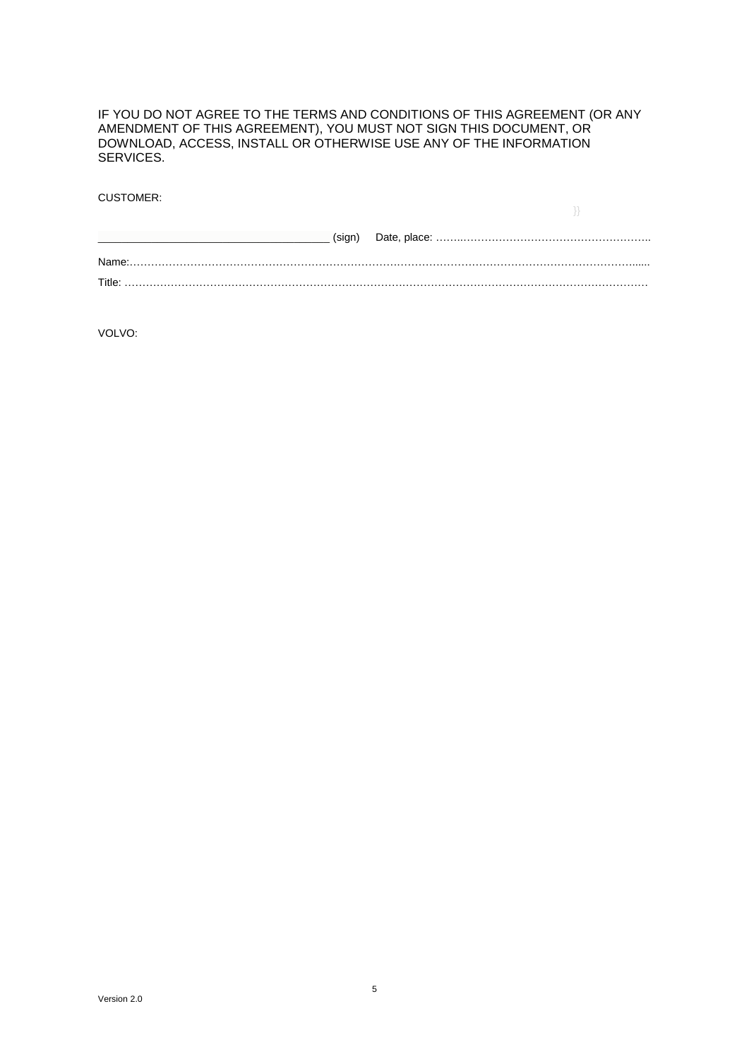IF YOU DO NOT AGREE TO THE TERMS AND CONDITIONS OF THIS AGREEMENT (OR ANY AMENDMENT OF THIS AGREEMENT), YOU MUST NOT SIGN THIS DOCUMENT, OR DOWNLOAD, ACCESS, INSTALL OR OTHERWISE USE ANY OF THE INFORMATION SERVICES.

CUSTOMER:

_____________________________________ (sign) Date, place: ……..………………………………………………..

Name:…………………………………………………………………………………………………………………………......

Title: ………………………………………………………………………………………………………………………………

VOLVO: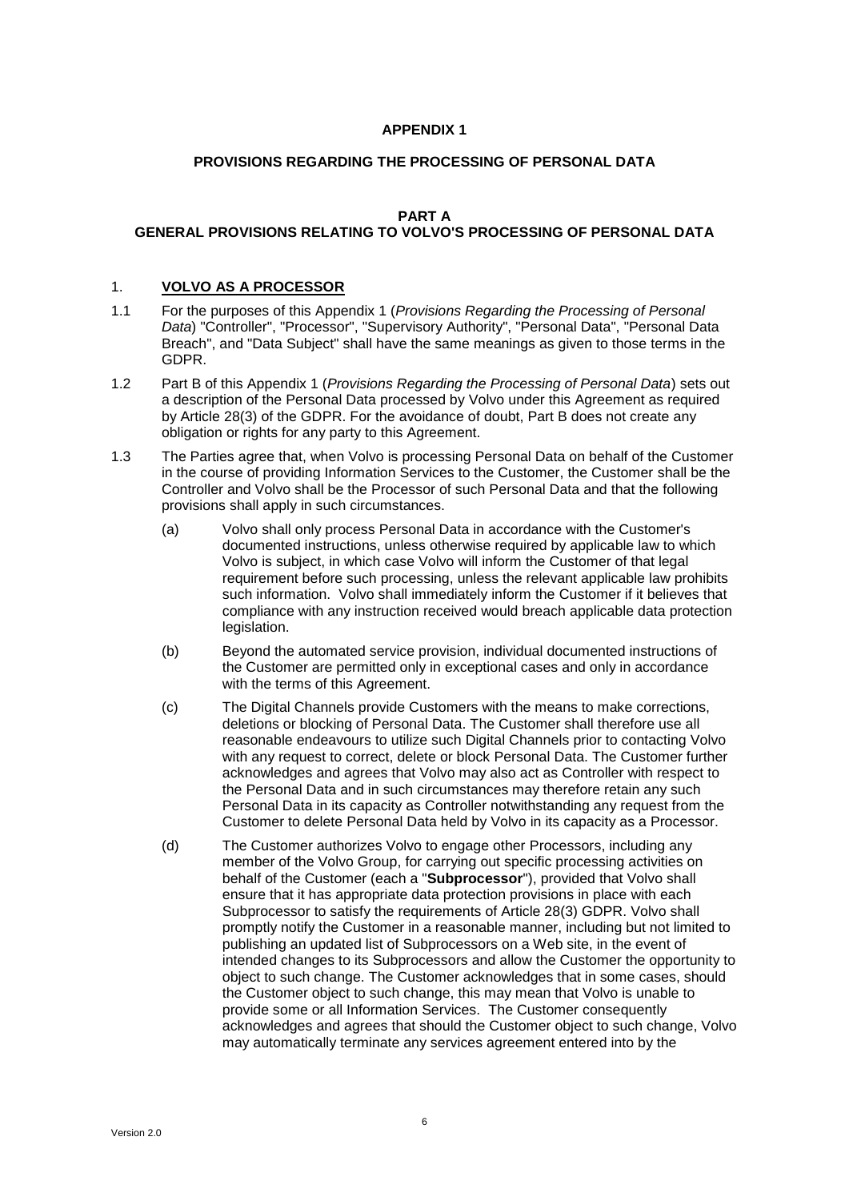**APPENDIX 1**

**PROVISIONS REGARDING THE PROCESSING OF PERSONAL DATA**

**PART A**
**GENERAL PROVISIONS RELATING TO VOLVO'S PROCESSING OF PERSONAL DATA**

1. **VOLVO AS A PROCESSOR**

1.1 For the purposes of this Appendix 1 (*Provisions Regarding the Processing of Personal Data*) "Controller", "Processor", "Supervisory Authority", "Personal Data", "Personal Data Breach", and "Data Subject" shall have the same meanings as given to those terms in the GDPR.

1.2 Part B of this Appendix 1 (*Provisions Regarding the Processing of Personal Data*) sets out a description of the Personal Data processed by Volvo under this Agreement as required by Article 28(3) of the GDPR. For the avoidance of doubt, Part B does not create any obligation or rights for any party to this Agreement.

1.3 The Parties agree that, when Volvo is processing Personal Data on behalf of the Customer in the course of providing Information Services to the Customer, the Customer shall be the Controller and Volvo shall be the Processor of such Personal Data and that the following provisions shall apply in such circumstances.

(a) Volvo shall only process Personal Data in accordance with the Customer's documented instructions, unless otherwise required by applicable law to which Volvo is subject, in which case Volvo will inform the Customer of that legal requirement before such processing, unless the relevant applicable law prohibits such information. Volvo shall immediately inform the Customer if it believes that compliance with any instruction received would breach applicable data protection legislation.

(b) Beyond the automated service provision, individual documented instructions of the Customer are permitted only in exceptional cases and only in accordance with the terms of this Agreement.

(c) The Digital Channels provide Customers with the means to make corrections, deletions or blocking of Personal Data. The Customer shall therefore use all reasonable endeavours to utilize such Digital Channels prior to contacting Volvo with any request to correct, delete or block Personal Data. The Customer further acknowledges and agrees that Volvo may also act as Controller with respect to the Personal Data and in such circumstances may therefore retain any such Personal Data in its capacity as Controller notwithstanding any request from the Customer to delete Personal Data held by Volvo in its capacity as a Processor.

(d) The Customer authorizes Volvo to engage other Processors, including any member of the Volvo Group, for carrying out specific processing activities on behalf of the Customer (each a "**Subprocessor**"), provided that Volvo shall ensure that it has appropriate data protection provisions in place with each Subprocessor to satisfy the requirements of Article 28(3) GDPR. Volvo shall promptly notify the Customer in a reasonable manner, including but not limited to publishing an updated list of Subprocessors on a Web site, in the event of intended changes to its Subprocessors and allow the Customer the opportunity to object to such change. The Customer acknowledges that in some cases, should the Customer object to such change, this may mean that Volvo is unable to provide some or all Information Services. The Customer consequently acknowledges and agrees that should the Customer object to such change, Volvo may automatically terminate any services agreement entered into by the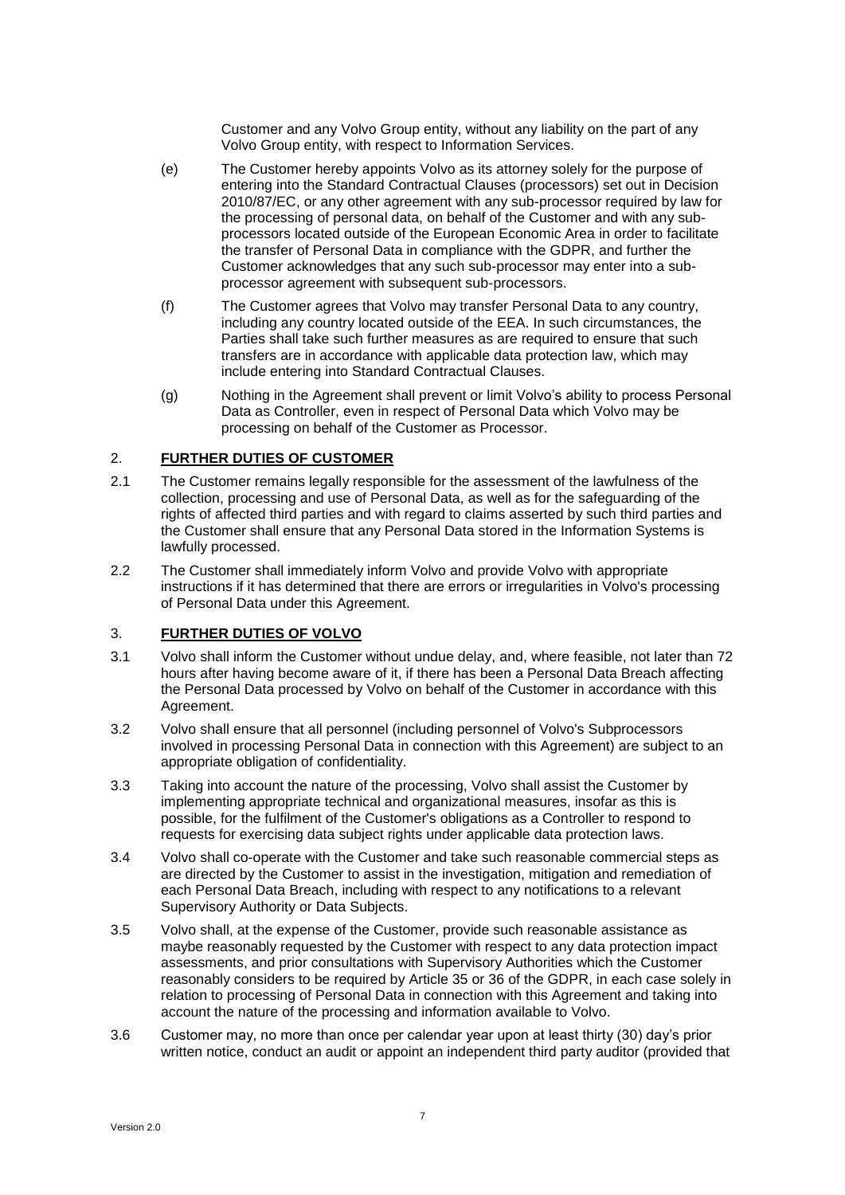Customer and any Volvo Group entity, without any liability on the part of any Volvo Group entity, with respect to Information Services.

(e) The Customer hereby appoints Volvo as its attorney solely for the purpose of entering into the Standard Contractual Clauses (processors) set out in Decision 2010/87/EC, or any other agreement with any sub-processor required by law for the processing of personal data, on behalf of the Customer and with any sub-processors located outside of the European Economic Area in order to facilitate the transfer of Personal Data in compliance with the GDPR, and further the Customer acknowledges that any such sub-processor may enter into a sub-processor agreement with subsequent sub-processors.

(f) The Customer agrees that Volvo may transfer Personal Data to any country, including any country located outside of the EEA. In such circumstances, the Parties shall take such further measures as are required to ensure that such transfers are in accordance with applicable data protection law, which may include entering into Standard Contractual Clauses.

(g) Nothing in the Agreement shall prevent or limit Volvo's ability to process Personal Data as Controller, even in respect of Personal Data which Volvo may be processing on behalf of the Customer as Processor.

## 2. **FURTHER DUTIES OF CUSTOMER**

2.1 The Customer remains legally responsible for the assessment of the lawfulness of the collection, processing and use of Personal Data, as well as for the safeguarding of the rights of affected third parties and with regard to claims asserted by such third parties and the Customer shall ensure that any Personal Data stored in the Information Systems is lawfully processed.

2.2 The Customer shall immediately inform Volvo and provide Volvo with appropriate instructions if it has determined that there are errors or irregularities in Volvo's processing of Personal Data under this Agreement.

## 3. **FURTHER DUTIES OF VOLVO**

3.1 Volvo shall inform the Customer without undue delay, and, where feasible, not later than 72 hours after having become aware of it, if there has been a Personal Data Breach affecting the Personal Data processed by Volvo on behalf of the Customer in accordance with this Agreement.

3.2 Volvo shall ensure that all personnel (including personnel of Volvo's Subprocessors involved in processing Personal Data in connection with this Agreement) are subject to an appropriate obligation of confidentiality.

3.3 Taking into account the nature of the processing, Volvo shall assist the Customer by implementing appropriate technical and organizational measures, insofar as this is possible, for the fulfilment of the Customer's obligations as a Controller to respond to requests for exercising data subject rights under applicable data protection laws.

3.4 Volvo shall co-operate with the Customer and take such reasonable commercial steps as are directed by the Customer to assist in the investigation, mitigation and remediation of each Personal Data Breach, including with respect to any notifications to a relevant Supervisory Authority or Data Subjects.

3.5 Volvo shall, at the expense of the Customer, provide such reasonable assistance as maybe reasonably requested by the Customer with respect to any data protection impact assessments, and prior consultations with Supervisory Authorities which the Customer reasonably considers to be required by Article 35 or 36 of the GDPR, in each case solely in relation to processing of Personal Data in connection with this Agreement and taking into account the nature of the processing and information available to Volvo.

3.6 Customer may, no more than once per calendar year upon at least thirty (30) day's prior written notice, conduct an audit or appoint an independent third party auditor (provided that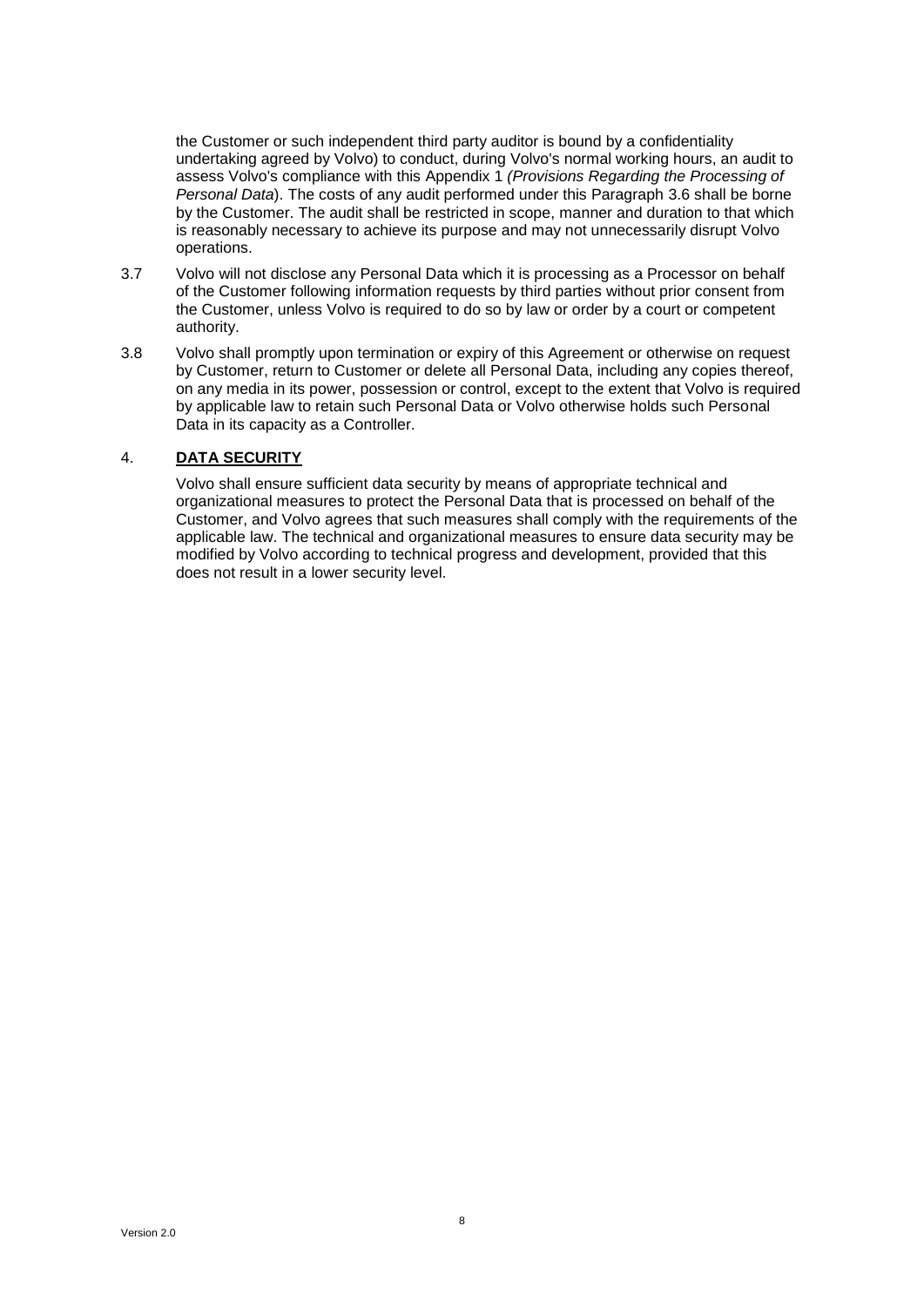the Customer or such independent third party auditor is bound by a confidentiality undertaking agreed by Volvo) to conduct, during Volvo's normal working hours, an audit to assess Volvo's compliance with this Appendix 1 *(Provisions Regarding the Processing of Personal Data*). The costs of any audit performed under this Paragraph 3.6 shall be borne by the Customer. The audit shall be restricted in scope, manner and duration to that which is reasonably necessary to achieve its purpose and may not unnecessarily disrupt Volvo operations.

3.7 Volvo will not disclose any Personal Data which it is processing as a Processor on behalf of the Customer following information requests by third parties without prior consent from the Customer, unless Volvo is required to do so by law or order by a court or competent authority.

3.8 Volvo shall promptly upon termination or expiry of this Agreement or otherwise on request by Customer, return to Customer or delete all Personal Data, including any copies thereof, on any media in its power, possession or control, except to the extent that Volvo is required by applicable law to retain such Personal Data or Volvo otherwise holds such Personal Data in its capacity as a Controller.

## 4. DATA SECURITY

Volvo shall ensure sufficient data security by means of appropriate technical and organizational measures to protect the Personal Data that is processed on behalf of the Customer, and Volvo agrees that such measures shall comply with the requirements of the applicable law. The technical and organizational measures to ensure data security may be modified by Volvo according to technical progress and development, provided that this does not result in a lower security level.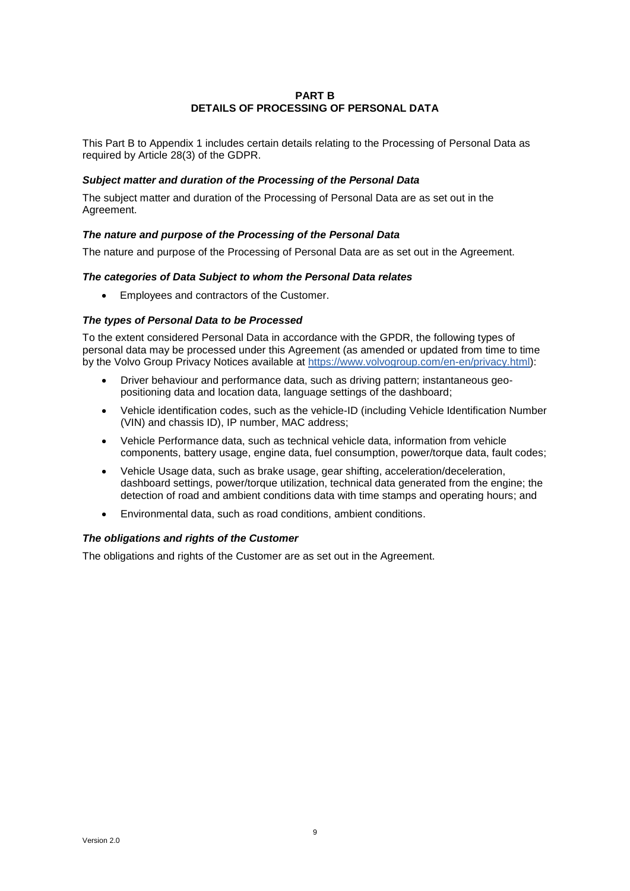# PART B
# DETAILS OF PROCESSING OF PERSONAL DATA

This Part B to Appendix 1 includes certain details relating to the Processing of Personal Data as required by Article 28(3) of the GDPR.

### *Subject matter and duration of the Processing of the Personal Data*

The subject matter and duration of the Processing of Personal Data are as set out in the Agreement.

### *The nature and purpose of the Processing of the Personal Data*

The nature and purpose of the Processing of Personal Data are as set out in the Agreement.

### *The categories of Data Subject to whom the Personal Data relates*

- Employees and contractors of the Customer.

### *The types of Personal Data to be Processed*

To the extent considered Personal Data in accordance with the GPDR, the following types of personal data may be processed under this Agreement (as amended or updated from time to time by the Volvo Group Privacy Notices available at https://www.volvogroup.com/en-en/privacy.html):

- Driver behaviour and performance data, such as driving pattern; instantaneous geo-positioning data and location data, language settings of the dashboard;
- Vehicle identification codes, such as the vehicle-ID (including Vehicle Identification Number (VIN) and chassis ID), IP number, MAC address;
- Vehicle Performance data, such as technical vehicle data, information from vehicle components, battery usage, engine data, fuel consumption, power/torque data, fault codes;
- Vehicle Usage data, such as brake usage, gear shifting, acceleration/deceleration, dashboard settings, power/torque utilization, technical data generated from the engine; the detection of road and ambient conditions data with time stamps and operating hours; and
- Environmental data, such as road conditions, ambient conditions.

### *The obligations and rights of the Customer*

The obligations and rights of the Customer are as set out in the Agreement.